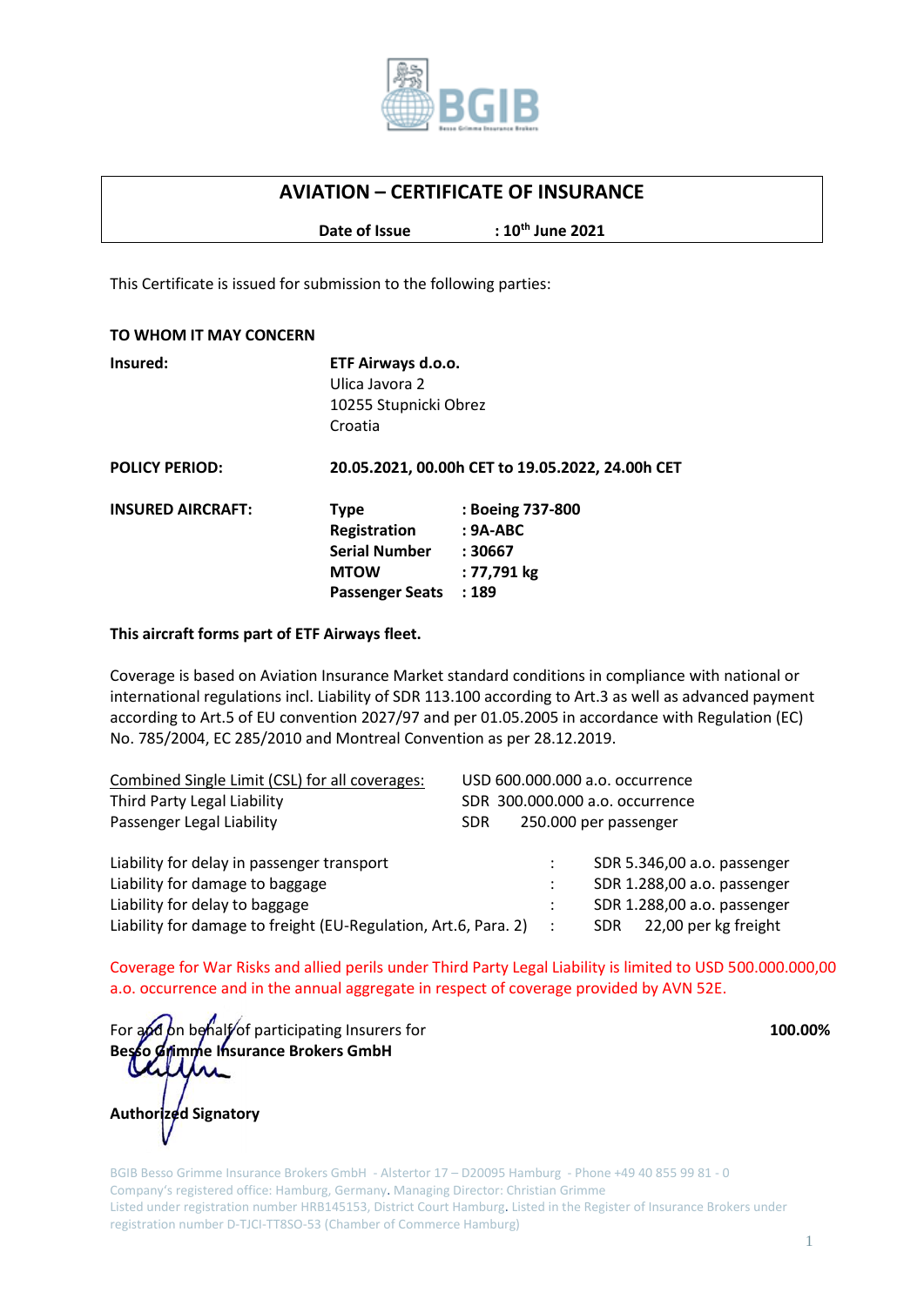# AVIATION – CERTIFICATE OF INSURANCE

**Date of Issue : 10th June 2021**

This Certificate is issued for submission to the following parties:

**TO WHOM IT MAY CONCERN**

**Insured:** **ETF Airways d.o.o.**
Ulica Javora 2
10255 Stupnicki Obrez
Croatia

**POLICY PERIOD:** **20.05.2021, 00.00h CET to 19.05.2022, 24.00h CET**

**INSURED AIRCRAFT:**

| | |
|---|---|
| **Type** | **: Boeing 737-800** |
| **Registration** | **: 9A-ABC** |
| **Serial Number** | **: 30667** |
| **MTOW** | **: 77,791 kg** |
| **Passenger Seats** | **: 189** |

**This aircraft forms part of ETF Airways fleet.**

Coverage is based on Aviation Insurance Market standard conditions in compliance with national or international regulations incl. Liability of SDR 113.100 according to Art.3 as well as advanced payment according to Art.5 of EU convention 2027/97 and per 01.05.2005 in accordance with Regulation (EC) No. 785/2004, EC 285/2010 and Montreal Convention as per 28.12.2019.

| | |
|---|---|
| Combined Single Limit (CSL) for all coverages: | USD 600.000.000 a.o. occurrence |
| Third Party Legal Liability | SDR 300.000.000 a.o. occurrence |
| Passenger Legal Liability | SDR 250.000 per passenger |

| | | |
|---|---|---|
| Liability for delay in passenger transport | : | SDR 5.346,00 a.o. passenger |
| Liability for damage to baggage | : | SDR 1.288,00 a.o. passenger |
| Liability for delay to baggage | : | SDR 1.288,00 a.o. passenger |
| Liability for damage to freight (EU-Regulation, Art.6, Para. 2) | : | SDR 22,00 per kg freight |

Coverage for War Risks and allied perils under Third Party Legal Liability is limited to USD 500.000.000,00 a.o. occurrence and in the annual aggregate in respect of coverage provided by AVN 52E.

For and on behalf of participating Insurers for **100.00%**
**Besso Grimme Insurance Brokers GmbH**

**Authorized Signatory**

BGIB Besso Grimme Insurance Brokers GmbH - Alstertor 17 – D20095 Hamburg - Phone +49 40 855 99 81 - 0
Company's registered office: Hamburg, Germany. Managing Director: Christian Grimme
Listed under registration number HRB145153, District Court Hamburg. Listed in the Register of Insurance Brokers under registration number D-TJCI-TT8SO-53 (Chamber of Commerce Hamburg)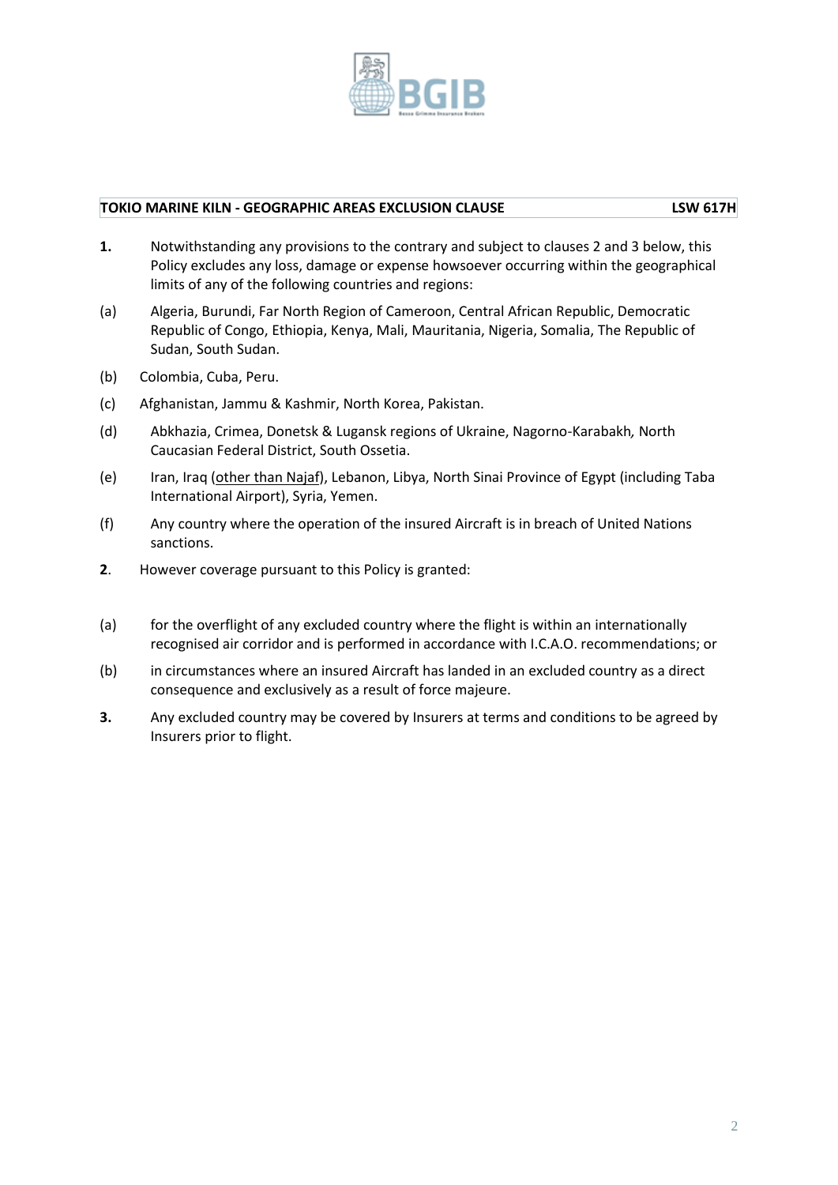**TOKIO MARINE KILN - GEOGRAPHIC AREAS EXCLUSION CLAUSE** **LSW 617H**

**1.** Notwithstanding any provisions to the contrary and subject to clauses 2 and 3 below, this Policy excludes any loss, damage or expense howsoever occurring within the geographical limits of any of the following countries and regions:

(a) Algeria, Burundi, Far North Region of Cameroon, Central African Republic, Democratic Republic of Congo, Ethiopia, Kenya, Mali, Mauritania, Nigeria, Somalia, The Republic of Sudan, South Sudan.

(b) Colombia, Cuba, Peru.

(c) Afghanistan, Jammu & Kashmir, North Korea, Pakistan.

(d) Abkhazia, Crimea, Donetsk & Lugansk regions of Ukraine, Nagorno-Karabakh*,* North Caucasian Federal District, South Ossetia.

(e) Iran, Iraq (other than Najaf), Lebanon, Libya, North Sinai Province of Egypt (including Taba International Airport), Syria, Yemen.

(f) Any country where the operation of the insured Aircraft is in breach of United Nations sanctions.

**2**. However coverage pursuant to this Policy is granted:

(a) for the overflight of any excluded country where the flight is within an internationally recognised air corridor and is performed in accordance with I.C.A.O. recommendations; or

(b) in circumstances where an insured Aircraft has landed in an excluded country as a direct consequence and exclusively as a result of force majeure.

**3.** Any excluded country may be covered by Insurers at terms and conditions to be agreed by Insurers prior to flight.